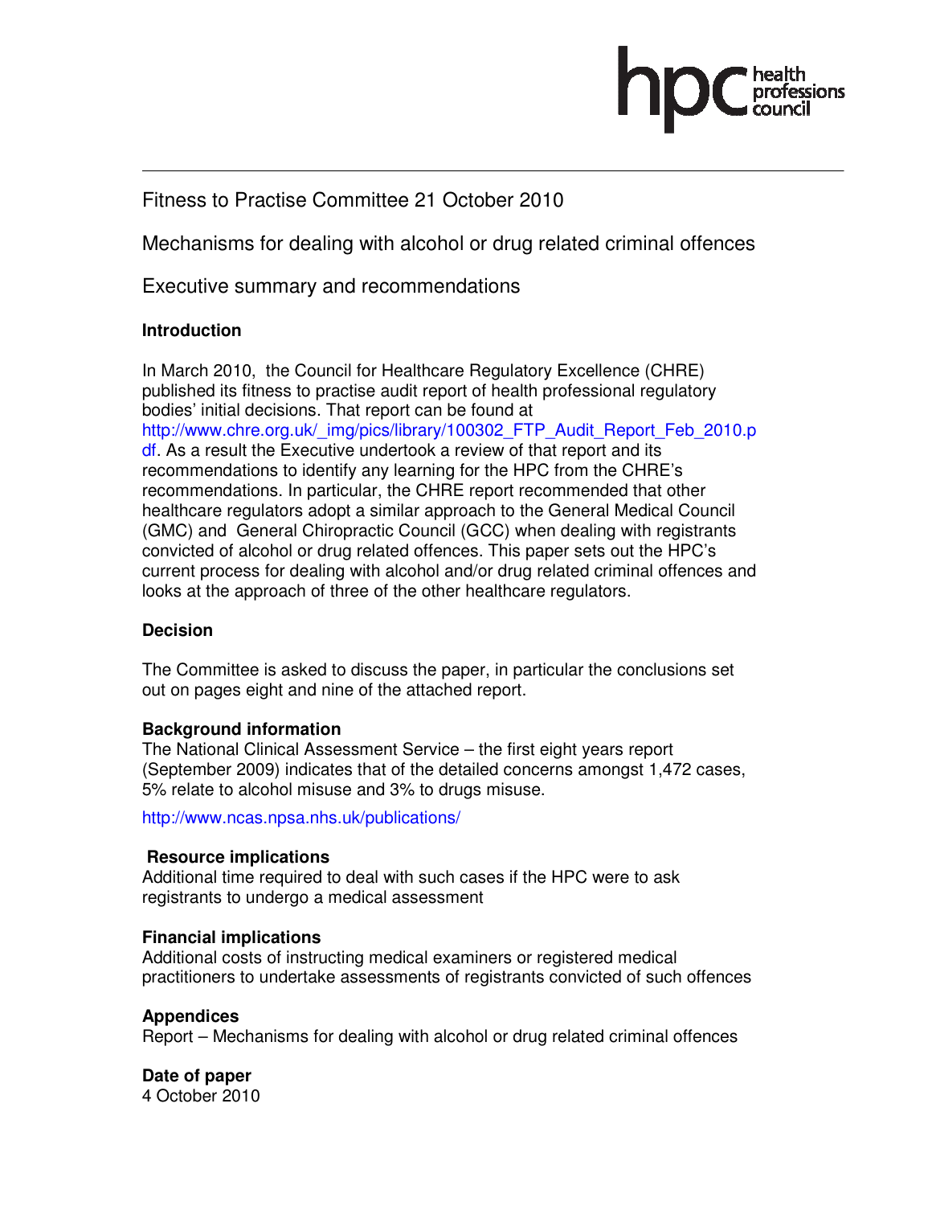Fitness to Practise Committee 21 October 2010

Mechanisms for dealing with alcohol or drug related criminal offences

Executive summary and recommendations

**Introduction**

In March 2010, the Council for Healthcare Regulatory Excellence (CHRE) published its fitness to practise audit report of health professional regulatory bodies' initial decisions. That report can be found at http://www.chre.org.uk/_img/pics/library/100302_FTP_Audit_Report_Feb_2010.pdf. As a result the Executive undertook a review of that report and its recommendations to identify any learning for the HPC from the CHRE's recommendations. In particular, the CHRE report recommended that other healthcare regulators adopt a similar approach to the General Medical Council (GMC) and General Chiropractic Council (GCC) when dealing with registrants convicted of alcohol or drug related offences. This paper sets out the HPC's current process for dealing with alcohol and/or drug related criminal offences and looks at the approach of three of the other healthcare regulators.

**Decision**

The Committee is asked to discuss the paper, in particular the conclusions set out on pages eight and nine of the attached report.

**Background information**

The National Clinical Assessment Service – the first eight years report (September 2009) indicates that of the detailed concerns amongst 1,472 cases, 5% relate to alcohol misuse and 3% to drugs misuse.

http://www.ncas.npsa.nhs.uk/publications/

**Resource implications**

Additional time required to deal with such cases if the HPC were to ask registrants to undergo a medical assessment

**Financial implications**

Additional costs of instructing medical examiners or registered medical practitioners to undertake assessments of registrants convicted of such offences

**Appendices**

Report – Mechanisms for dealing with alcohol or drug related criminal offences

**Date of paper**

4 October 2010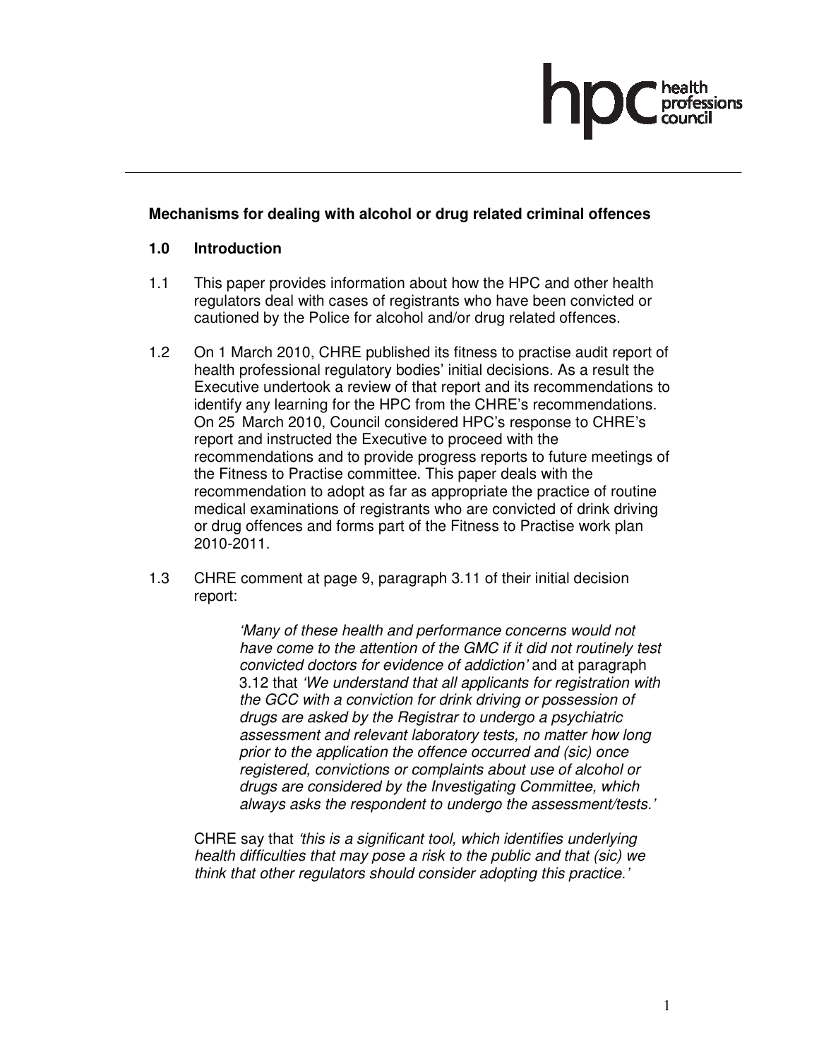**Mechanisms for dealing with alcohol or drug related criminal offences**

## 1.0 Introduction

1.1 This paper provides information about how the HPC and other health regulators deal with cases of registrants who have been convicted or cautioned by the Police for alcohol and/or drug related offences.

1.2 On 1 March 2010, CHRE published its fitness to practise audit report of health professional regulatory bodies' initial decisions. As a result the Executive undertook a review of that report and its recommendations to identify any learning for the HPC from the CHRE's recommendations. On 25 March 2010, Council considered HPC's response to CHRE's report and instructed the Executive to proceed with the recommendations and to provide progress reports to future meetings of the Fitness to Practise committee. This paper deals with the recommendation to adopt as far as appropriate the practice of routine medical examinations of registrants who are convicted of drink driving or drug offences and forms part of the Fitness to Practise work plan 2010-2011.

1.3 CHRE comment at page 9, paragraph 3.11 of their initial decision report:

> *'Many of these health and performance concerns would not have come to the attention of the GMC if it did not routinely test convicted doctors for evidence of addiction'* and at paragraph 3.12 that *'We understand that all applicants for registration with the GCC with a conviction for drink driving or possession of drugs are asked by the Registrar to undergo a psychiatric assessment and relevant laboratory tests, no matter how long prior to the application the offence occurred and (sic) once registered, convictions or complaints about use of alcohol or drugs are considered by the Investigating Committee, which always asks the respondent to undergo the assessment/tests.'*

CHRE say that *'this is a significant tool, which identifies underlying health difficulties that may pose a risk to the public and that (sic) we think that other regulators should consider adopting this practice.'*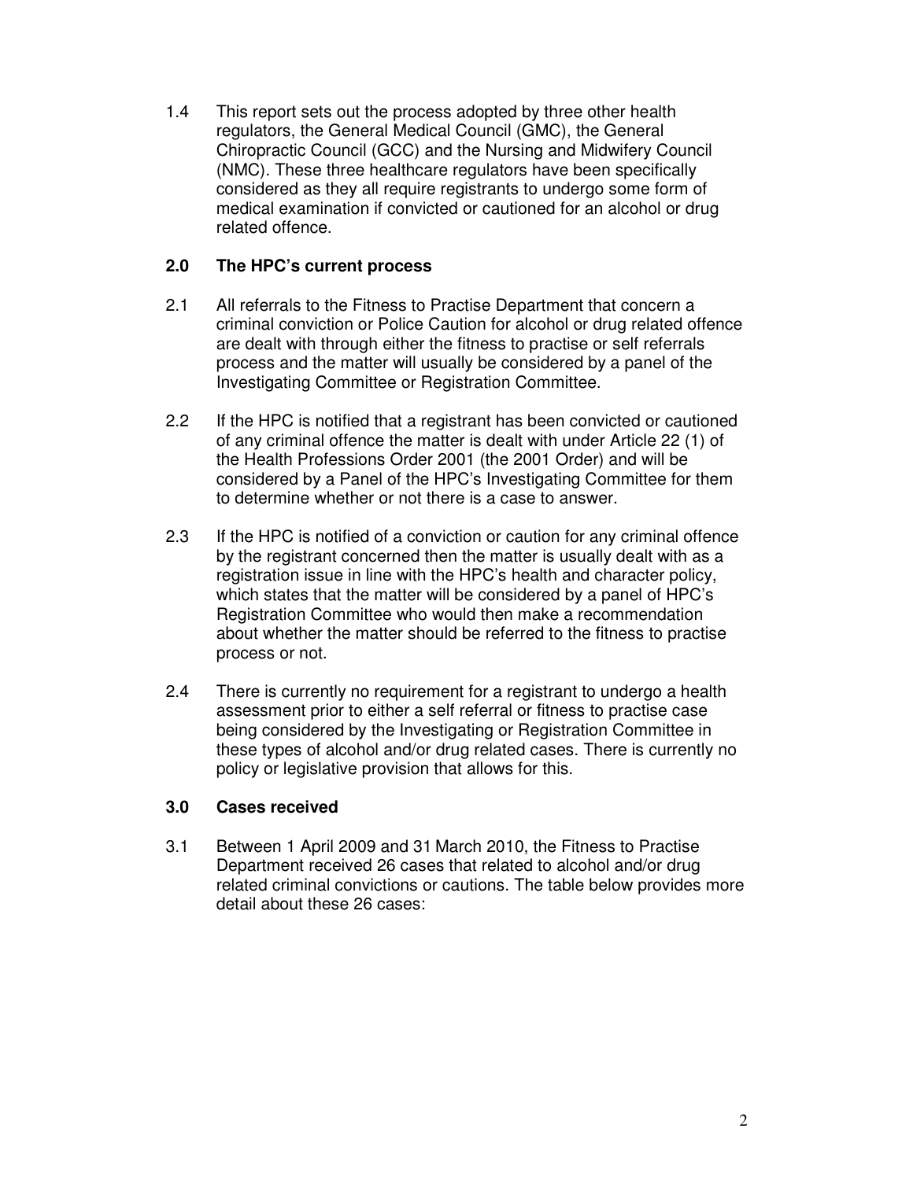1.4 This report sets out the process adopted by three other health regulators, the General Medical Council (GMC), the General Chiropractic Council (GCC) and the Nursing and Midwifery Council (NMC). These three healthcare regulators have been specifically considered as they all require registrants to undergo some form of medical examination if convicted or cautioned for an alcohol or drug related offence.

## 2.0 The HPC's current process

2.1 All referrals to the Fitness to Practise Department that concern a criminal conviction or Police Caution for alcohol or drug related offence are dealt with through either the fitness to practise or self referrals process and the matter will usually be considered by a panel of the Investigating Committee or Registration Committee.

2.2 If the HPC is notified that a registrant has been convicted or cautioned of any criminal offence the matter is dealt with under Article 22 (1) of the Health Professions Order 2001 (the 2001 Order) and will be considered by a Panel of the HPC's Investigating Committee for them to determine whether or not there is a case to answer.

2.3 If the HPC is notified of a conviction or caution for any criminal offence by the registrant concerned then the matter is usually dealt with as a registration issue in line with the HPC's health and character policy, which states that the matter will be considered by a panel of HPC's Registration Committee who would then make a recommendation about whether the matter should be referred to the fitness to practise process or not.

2.4 There is currently no requirement for a registrant to undergo a health assessment prior to either a self referral or fitness to practise case being considered by the Investigating or Registration Committee in these types of alcohol and/or drug related cases. There is currently no policy or legislative provision that allows for this.

## 3.0 Cases received

3.1 Between 1 April 2009 and 31 March 2010, the Fitness to Practise Department received 26 cases that related to alcohol and/or drug related criminal convictions or cautions. The table below provides more detail about these 26 cases: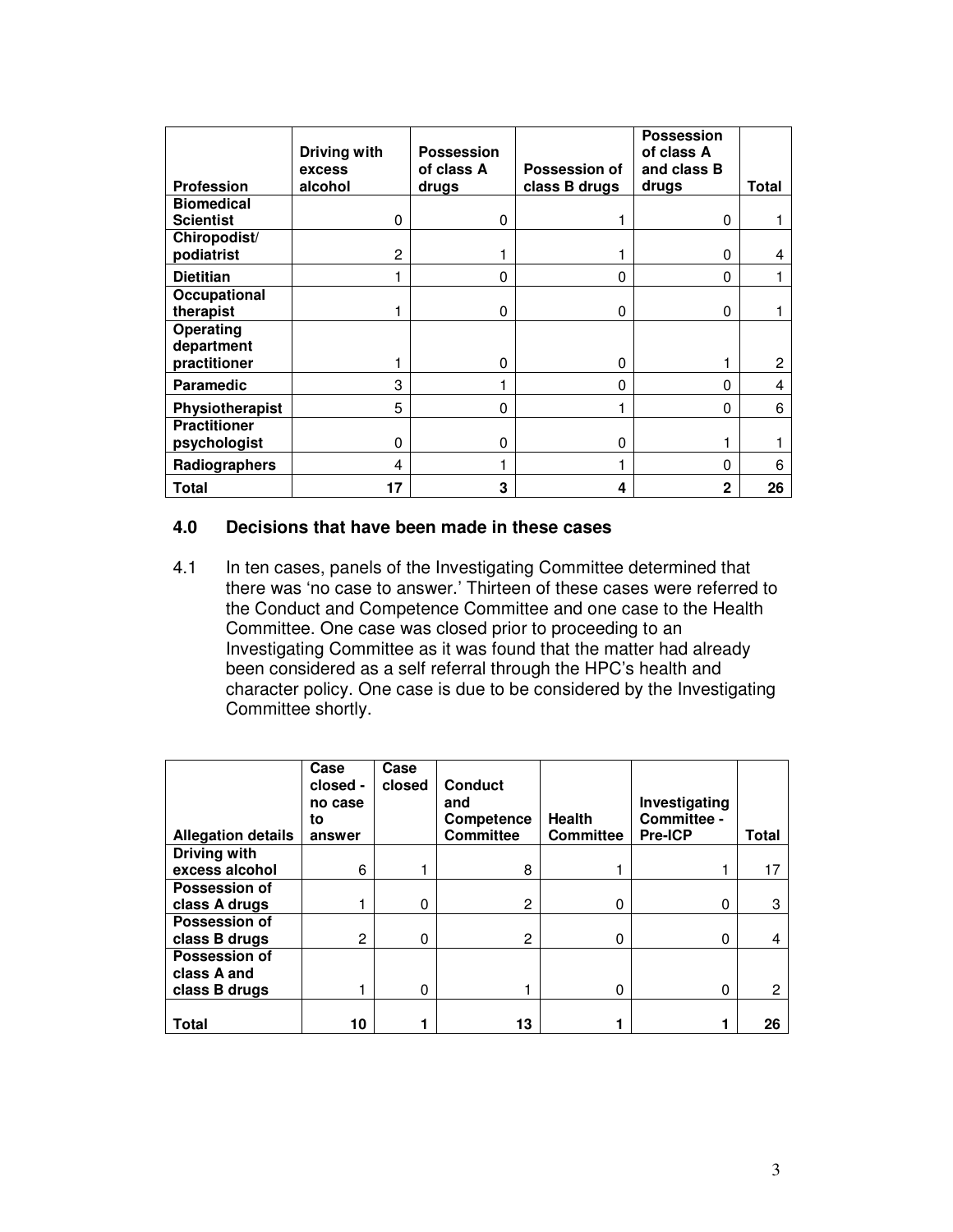| Profession | Driving with excess alcohol | Possession of class A drugs | Possession of class B drugs | Possession of class A and class B drugs | Total |
|---|---|---|---|---|---|
| **Biomedical Scientist** | 0 | 0 | 1 | 0 | 1 |
| **Chiropodist/ podiatrist** | 2 | 1 | 1 | 0 | 4 |
| **Dietitian** | 1 | 0 | 0 | 0 | 1 |
| **Occupational therapist** | 1 | 0 | 0 | 0 | 1 |
| **Operating department practitioner** | 1 | 0 | 0 | 1 | 2 |
| **Paramedic** | 3 | 1 | 0 | 0 | 4 |
| **Physiotherapist** | 5 | 0 | 1 | 0 | 6 |
| **Practitioner psychologist** | 0 | 0 | 0 | 1 | 1 |
| **Radiographers** | 4 | 1 | 1 | 0 | 6 |
| **Total** | **17** | **3** | **4** | **2** | **26** |

## 4.0 Decisions that have been made in these cases

4.1 In ten cases, panels of the Investigating Committee determined that there was 'no case to answer.' Thirteen of these cases were referred to the Conduct and Competence Committee and one case to the Health Committee. One case was closed prior to proceeding to an Investigating Committee as it was found that the matter had already been considered as a self referral through the HPC's health and character policy. One case is due to be considered by the Investigating Committee shortly.

| Allegation details | Case closed - no case to answer | Case closed | Conduct and Competence Committee | Health Committee | Investigating Committee - Pre-ICP | Total |
|---|---|---|---|---|---|---|
| **Driving with excess alcohol** | 6 | 1 | 8 | 1 | 1 | 17 |
| **Possession of class A drugs** | 1 | 0 | 2 | 0 | 0 | 3 |
| **Possession of class B drugs** | 2 | 0 | 2 | 0 | 0 | 4 |
| **Possession of class A and class B drugs** | 1 | 0 | 1 | 0 | 0 | 2 |
| **Total** | **10** | **1** | **13** | **1** | **1** | **26** |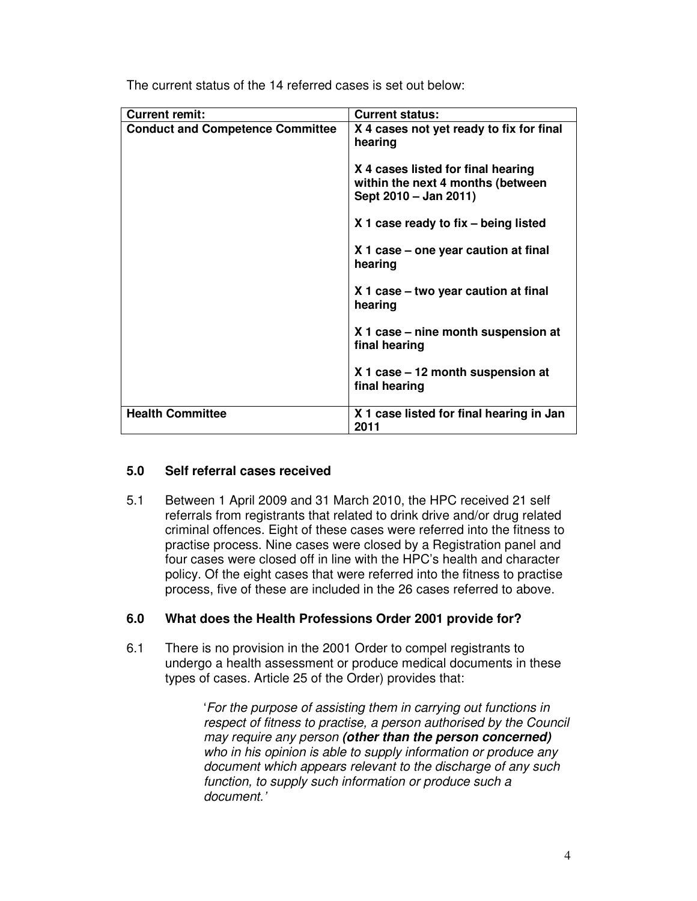The current status of the 14 referred cases is set out below:

| **Current remit:** | **Current status:** |
|---|---|
| **Conduct and Competence Committee** | **X 4 cases not yet ready to fix for final hearing**<br><br>**X 4 cases listed for final hearing within the next 4 months (between Sept 2010 – Jan 2011)**<br><br>**X 1 case ready to fix – being listed**<br><br>**X 1 case – one year caution at final hearing**<br><br>**X 1 case – two year caution at final hearing**<br><br>**X 1 case – nine month suspension at final hearing**<br><br>**X 1 case – 12 month suspension at final hearing** |
| **Health Committee** | **X 1 case listed for final hearing in Jan 2011** |

## 5.0 Self referral cases received

5.1 Between 1 April 2009 and 31 March 2010, the HPC received 21 self referrals from registrants that related to drink drive and/or drug related criminal offences. Eight of these cases were referred into the fitness to practise process. Nine cases were closed by a Registration panel and four cases were closed off in line with the HPC's health and character policy. Of the eight cases that were referred into the fitness to practise process, five of these are included in the 26 cases referred to above.

## 6.0 What does the Health Professions Order 2001 provide for?

6.1 There is no provision in the 2001 Order to compel registrants to undergo a health assessment or produce medical documents in these types of cases. Article 25 of the Order) provides that:

> '*For the purpose of assisting them in carrying out functions in respect of fitness to practise, a person authorised by the Council may require any person* ***(other than the person concerned)*** *who in his opinion is able to supply information or produce any document which appears relevant to the discharge of any such function, to supply such information or produce such a document.*'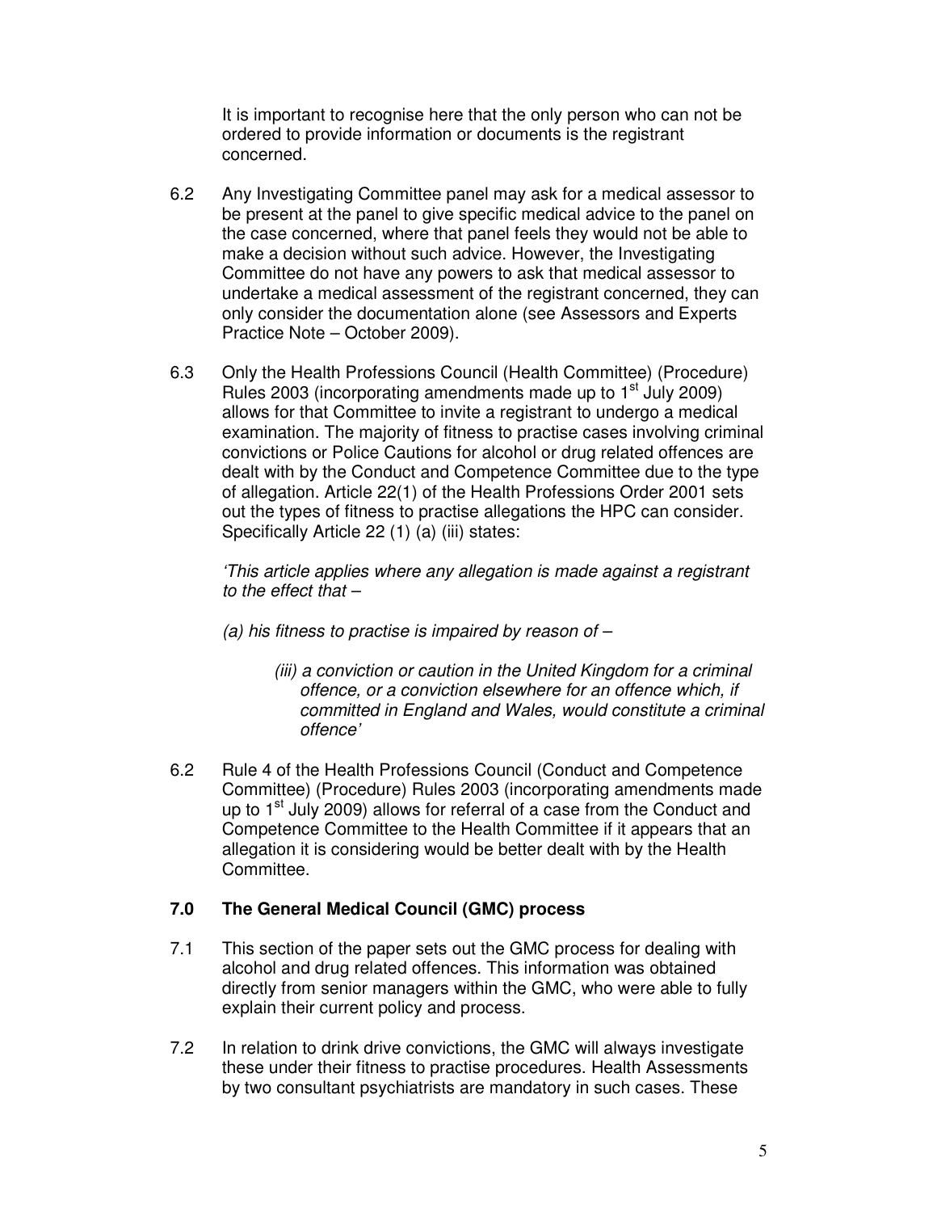It is important to recognise here that the only person who can not be ordered to provide information or documents is the registrant concerned.

6.2 Any Investigating Committee panel may ask for a medical assessor to be present at the panel to give specific medical advice to the panel on the case concerned, where that panel feels they would not be able to make a decision without such advice. However, the Investigating Committee do not have any powers to ask that medical assessor to undertake a medical assessment of the registrant concerned, they can only consider the documentation alone (see Assessors and Experts Practice Note – October 2009).

6.3 Only the Health Professions Council (Health Committee) (Procedure) Rules 2003 (incorporating amendments made up to 1st July 2009) allows for that Committee to invite a registrant to undergo a medical examination. The majority of fitness to practise cases involving criminal convictions or Police Cautions for alcohol or drug related offences are dealt with by the Conduct and Competence Committee due to the type of allegation. Article 22(1) of the Health Professions Order 2001 sets out the types of fitness to practise allegations the HPC can consider. Specifically Article 22 (1) (a) (iii) states:

*'This article applies where any allegation is made against a registrant to the effect that –*

*(a) his fitness to practise is impaired by reason of –*

*(iii) a conviction or caution in the United Kingdom for a criminal offence, or a conviction elsewhere for an offence which, if committed in England and Wales, would constitute a criminal offence'*

6.2 Rule 4 of the Health Professions Council (Conduct and Competence Committee) (Procedure) Rules 2003 (incorporating amendments made up to 1st July 2009) allows for referral of a case from the Conduct and Competence Committee to the Health Committee if it appears that an allegation it is considering would be better dealt with by the Health Committee.

## 7.0 The General Medical Council (GMC) process

7.1 This section of the paper sets out the GMC process for dealing with alcohol and drug related offences. This information was obtained directly from senior managers within the GMC, who were able to fully explain their current policy and process.

7.2 In relation to drink drive convictions, the GMC will always investigate these under their fitness to practise procedures. Health Assessments by two consultant psychiatrists are mandatory in such cases. These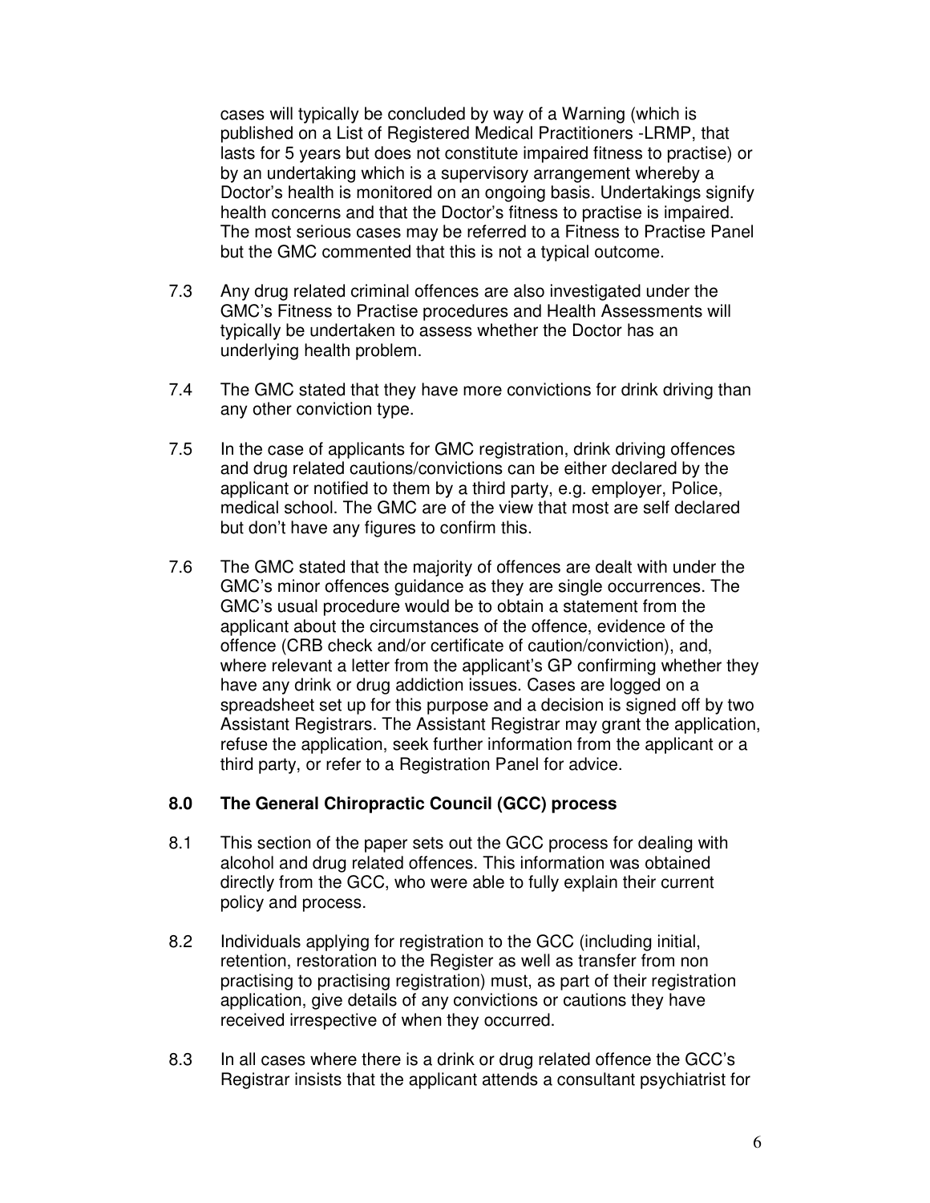cases will typically be concluded by way of a Warning (which is published on a List of Registered Medical Practitioners -LRMP, that lasts for 5 years but does not constitute impaired fitness to practise) or by an undertaking which is a supervisory arrangement whereby a Doctor's health is monitored on an ongoing basis. Undertakings signify health concerns and that the Doctor's fitness to practise is impaired. The most serious cases may be referred to a Fitness to Practise Panel but the GMC commented that this is not a typical outcome.

7.3 Any drug related criminal offences are also investigated under the GMC's Fitness to Practise procedures and Health Assessments will typically be undertaken to assess whether the Doctor has an underlying health problem.

7.4 The GMC stated that they have more convictions for drink driving than any other conviction type.

7.5 In the case of applicants for GMC registration, drink driving offences and drug related cautions/convictions can be either declared by the applicant or notified to them by a third party, e.g. employer, Police, medical school. The GMC are of the view that most are self declared but don't have any figures to confirm this.

7.6 The GMC stated that the majority of offences are dealt with under the GMC's minor offences guidance as they are single occurrences. The GMC's usual procedure would be to obtain a statement from the applicant about the circumstances of the offence, evidence of the offence (CRB check and/or certificate of caution/conviction), and, where relevant a letter from the applicant's GP confirming whether they have any drink or drug addiction issues. Cases are logged on a spreadsheet set up for this purpose and a decision is signed off by two Assistant Registrars. The Assistant Registrar may grant the application, refuse the application, seek further information from the applicant or a third party, or refer to a Registration Panel for advice.

## 8.0 The General Chiropractic Council (GCC) process

8.1 This section of the paper sets out the GCC process for dealing with alcohol and drug related offences. This information was obtained directly from the GCC, who were able to fully explain their current policy and process.

8.2 Individuals applying for registration to the GCC (including initial, retention, restoration to the Register as well as transfer from non practising to practising registration) must, as part of their registration application, give details of any convictions or cautions they have received irrespective of when they occurred.

8.3 In all cases where there is a drink or drug related offence the GCC's Registrar insists that the applicant attends a consultant psychiatrist for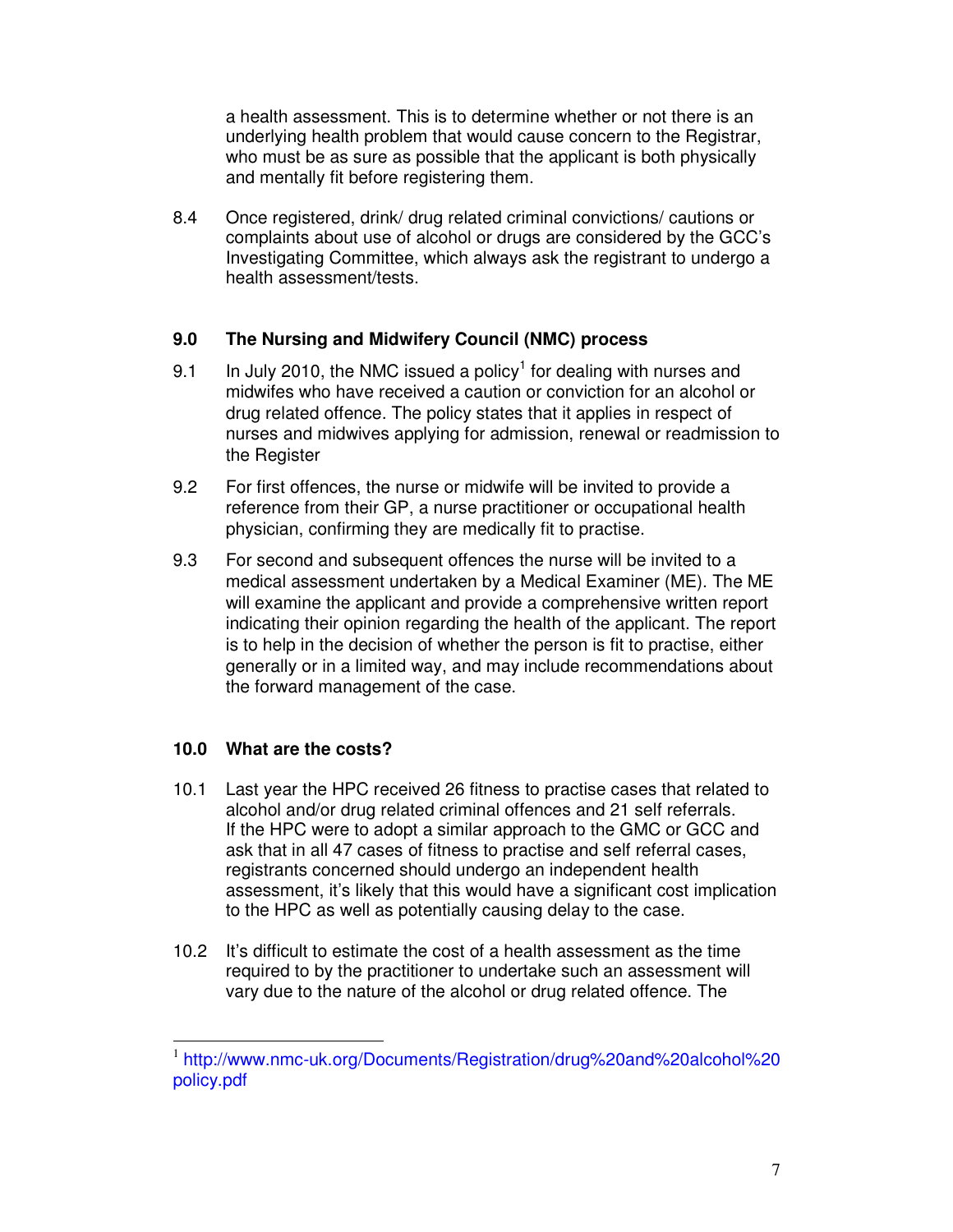a health assessment. This is to determine whether or not there is an underlying health problem that would cause concern to the Registrar, who must be as sure as possible that the applicant is both physically and mentally fit before registering them.

8.4 Once registered, drink/ drug related criminal convictions/ cautions or complaints about use of alcohol or drugs are considered by the GCC's Investigating Committee, which always ask the registrant to undergo a health assessment/tests.

## 9.0 The Nursing and Midwifery Council (NMC) process

9.1 In July 2010, the NMC issued a policy[1] for dealing with nurses and midwifes who have received a caution or conviction for an alcohol or drug related offence. The policy states that it applies in respect of nurses and midwives applying for admission, renewal or readmission to the Register

9.2 For first offences, the nurse or midwife will be invited to provide a reference from their GP, a nurse practitioner or occupational health physician, confirming they are medically fit to practise.

9.3 For second and subsequent offences the nurse will be invited to a medical assessment undertaken by a Medical Examiner (ME). The ME will examine the applicant and provide a comprehensive written report indicating their opinion regarding the health of the applicant. The report is to help in the decision of whether the person is fit to practise, either generally or in a limited way, and may include recommendations about the forward management of the case.

## 10.0 What are the costs?

10.1 Last year the HPC received 26 fitness to practise cases that related to alcohol and/or drug related criminal offences and 21 self referrals. If the HPC were to adopt a similar approach to the GMC or GCC and ask that in all 47 cases of fitness to practise and self referral cases, registrants concerned should undergo an independent health assessment, it's likely that this would have a significant cost implication to the HPC as well as potentially causing delay to the case.

10.2 It's difficult to estimate the cost of a health assessment as the time required to by the practitioner to undertake such an assessment will vary due to the nature of the alcohol or drug related offence. The

[1] http://www.nmc-uk.org/Documents/Registration/drug%20and%20alcohol%20policy.pdf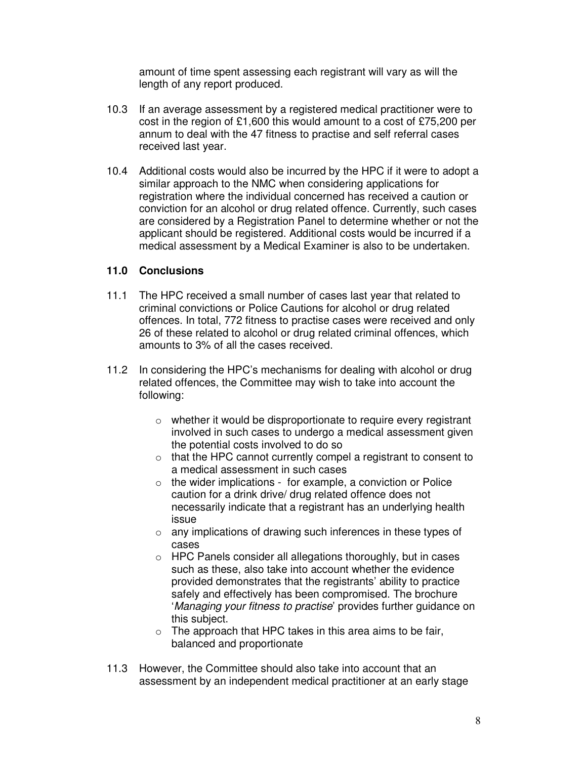amount of time spent assessing each registrant will vary as will the length of any report produced.

10.3 If an average assessment by a registered medical practitioner were to cost in the region of £1,600 this would amount to a cost of £75,200 per annum to deal with the 47 fitness to practise and self referral cases received last year.

10.4 Additional costs would also be incurred by the HPC if it were to adopt a similar approach to the NMC when considering applications for registration where the individual concerned has received a caution or conviction for an alcohol or drug related offence. Currently, such cases are considered by a Registration Panel to determine whether or not the applicant should be registered. Additional costs would be incurred if a medical assessment by a Medical Examiner is also to be undertaken.

## 11.0 Conclusions

11.1 The HPC received a small number of cases last year that related to criminal convictions or Police Cautions for alcohol or drug related offences. In total, 772 fitness to practise cases were received and only 26 of these related to alcohol or drug related criminal offences, which amounts to 3% of all the cases received.

11.2 In considering the HPC's mechanisms for dealing with alcohol or drug related offences, the Committee may wish to take into account the following:

- whether it would be disproportionate to require every registrant involved in such cases to undergo a medical assessment given the potential costs involved to do so
- that the HPC cannot currently compel a registrant to consent to a medical assessment in such cases
- the wider implications - for example, a conviction or Police caution for a drink drive/ drug related offence does not necessarily indicate that a registrant has an underlying health issue
- any implications of drawing such inferences in these types of cases
- HPC Panels consider all allegations thoroughly, but in cases such as these, also take into account whether the evidence provided demonstrates that the registrants' ability to practice safely and effectively has been compromised. The brochure '*Managing your fitness to practise*' provides further guidance on this subject.
- The approach that HPC takes in this area aims to be fair, balanced and proportionate

11.3 However, the Committee should also take into account that an assessment by an independent medical practitioner at an early stage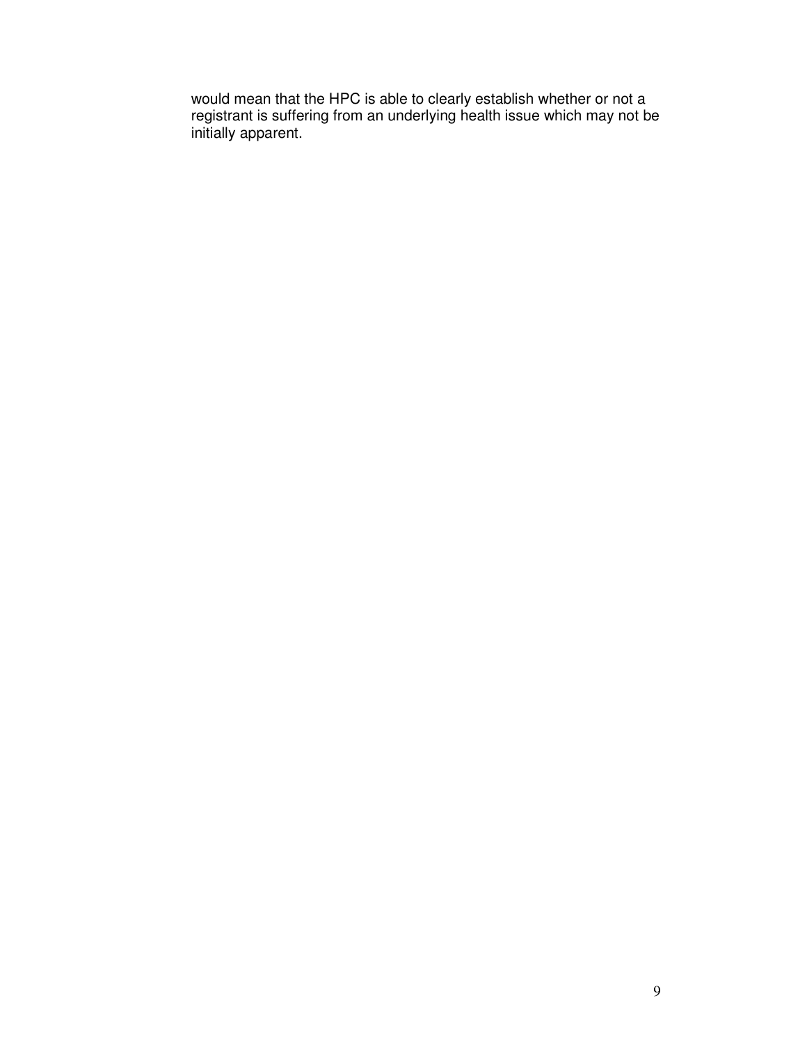would mean that the HPC is able to clearly establish whether or not a registrant is suffering from an underlying health issue which may not be initially apparent.